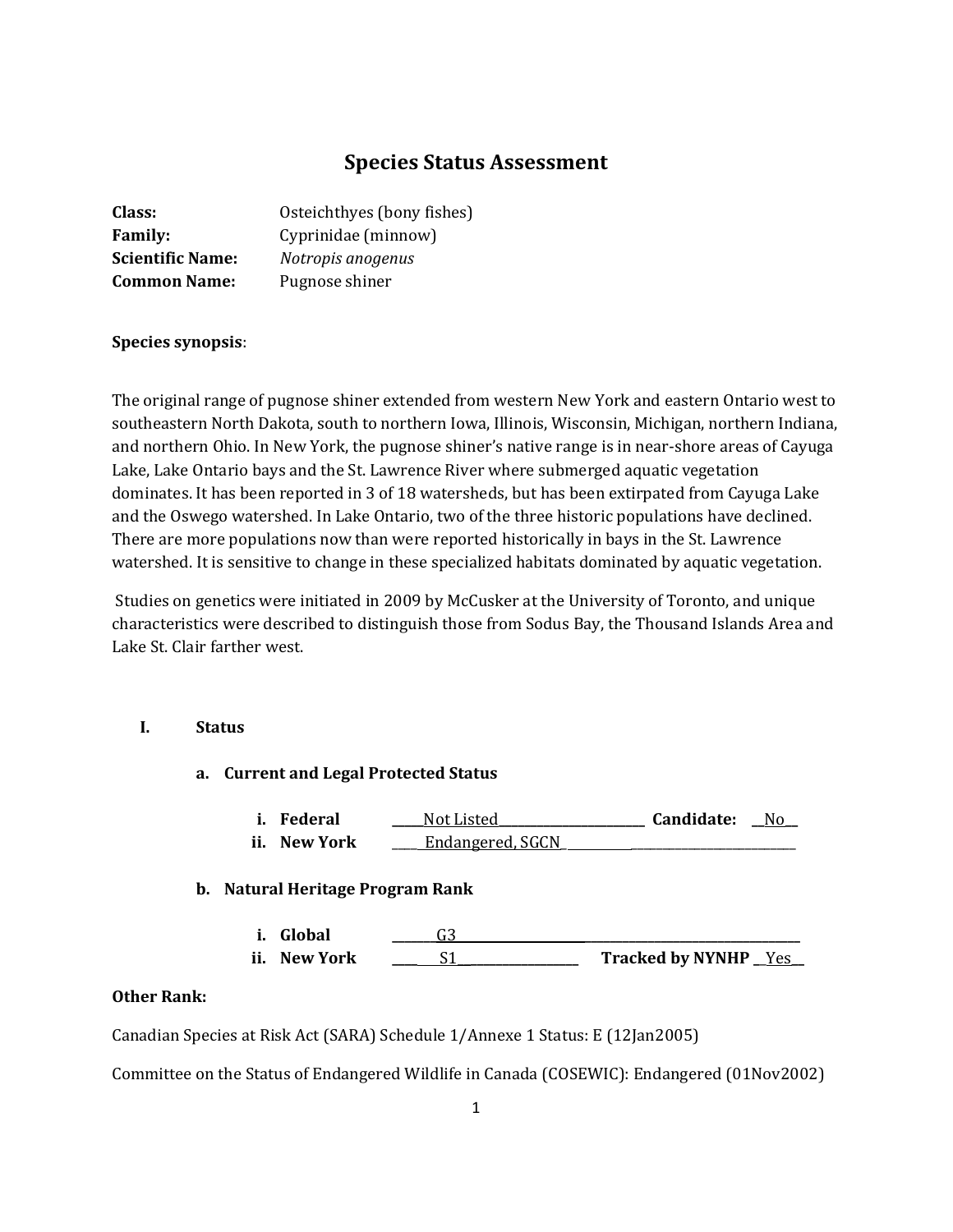# Species Status Assessment

**Class:** Osteichthyes (bony fishes)
**Family:** Cyprinidae (minnow)
**Scientific Name:** *Notropis anogenus*
**Common Name:** Pugnose shiner

**Species synopsis**:

The original range of pugnose shiner extended from western New York and eastern Ontario west to southeastern North Dakota, south to northern Iowa, Illinois, Wisconsin, Michigan, northern Indiana, and northern Ohio. In New York, the pugnose shiner's native range is in near-shore areas of Cayuga Lake, Lake Ontario bays and the St. Lawrence River where submerged aquatic vegetation dominates. It has been reported in 3 of 18 watersheds, but has been extirpated from Cayuga Lake and the Oswego watershed. In Lake Ontario, two of the three historic populations have declined. There are more populations now than were reported historically in bays in the St. Lawrence watershed. It is sensitive to change in these specialized habitats dominated by aquatic vegetation.

Studies on genetics were initiated in 2009 by McCusker at the University of Toronto, and unique characteristics were described to distinguish those from Sodus Bay, the Thousand Islands Area and Lake St. Clair farther west.

## I. Status

### a. Current and Legal Protected Status

i. **Federal** Not Listed **Candidate:** No

ii. **New York** Endangered, SGCN

### b. Natural Heritage Program Rank

i. **Global** G3

ii. **New York** S1 **Tracked by NYNHP** Yes

**Other Rank:**

Canadian Species at Risk Act (SARA) Schedule 1/Annexe 1 Status: E (12Jan2005)

Committee on the Status of Endangered Wildlife in Canada (COSEWIC): Endangered (01Nov2002)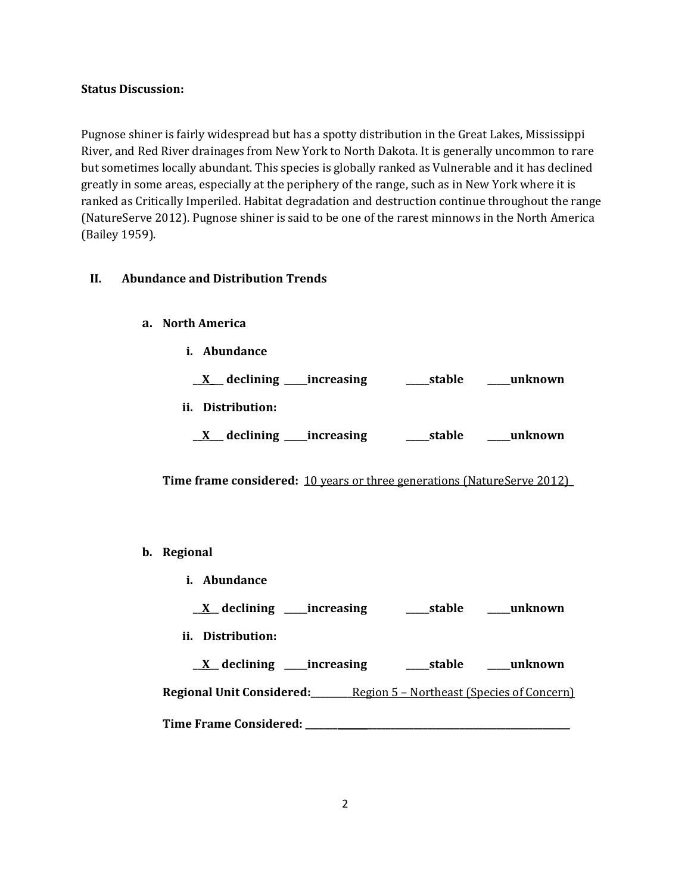**Status Discussion:**

Pugnose shiner is fairly widespread but has a spotty distribution in the Great Lakes, Mississippi River, and Red River drainages from New York to North Dakota. It is generally uncommon to rare but sometimes locally abundant. This species is globally ranked as Vulnerable and it has declined greatly in some areas, especially at the periphery of the range, such as in New York where it is ranked as Critically Imperiled. Habitat degradation and destruction continue throughout the range (NatureServe 2012). Pugnose shiner is said to be one of the rarest minnows in the North America (Bailey 1959).

## II. Abundance and Distribution Trends

### a. North America

**i. Abundance**

**__X__ declining _____increasing _____stable _____unknown**

**ii. Distribution:**

**__X__ declining _____increasing _____stable _____unknown**

**Time frame considered:** 10 years or three generations (NatureServe 2012)

### b. Regional

**i. Abundance**

**__X__ declining _____increasing _____stable _____unknown**

**ii. Distribution:**

**__X__ declining _____increasing _____stable _____unknown**

**Regional Unit Considered:** Region 5 – Northeast (Species of Concern)

**Time Frame Considered:** ____________________________________________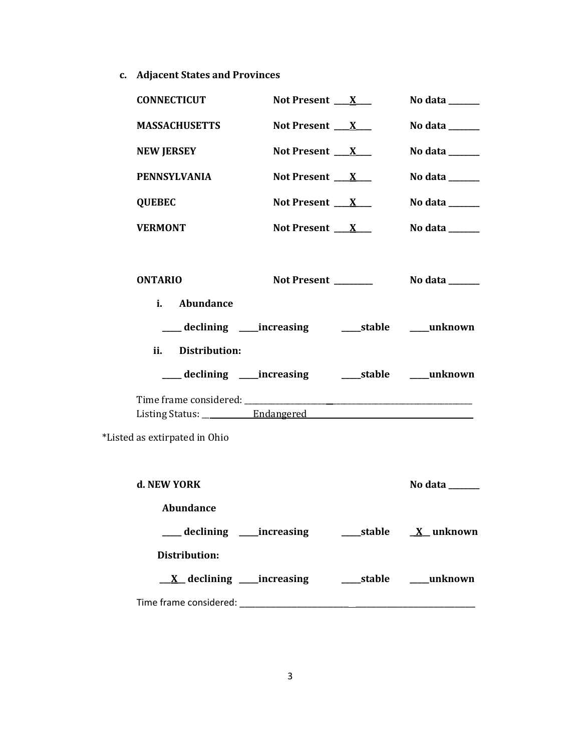**c. Adjacent States and Provinces**

| | | |
|---|---|---|
| **CONNECTICUT** | **Not Present** ___X___ | **No data** _______ |
| **MASSACHUSETTS** | **Not Present** ___X___ | **No data** _______ |
| **NEW JERSEY** | **Not Present** ___X___ | **No data** _______ |
| **PENNSYLVANIA** | **Not Present** ___X___ | **No data** _______ |
| **QUEBEC** | **Not Present** ___X___ | **No data** _______ |
| **VERMONT** | **Not Present** ___X___ | **No data** _______ |

**ONTARIO** **Not Present** _________ **No data** _______

**i. Abundance**

_____ **declining** _____**increasing** _____**stable** _____**unknown**

**ii. Distribution:**

_____ **declining** _____**increasing** _____**stable** _____**unknown**

Time frame considered: ___________________________________________________

Listing Status: ___________Endangered_______________________________________

*Listed as extirpated in Ohio

**d. NEW YORK** **No data** _______

**Abundance**

_____ **declining** _____**increasing** _____**stable** __X__ **unknown**

**Distribution:**

__X__ **declining** _____**increasing** _____**stable** _____**unknown**

Time frame considered: ___________________________________________________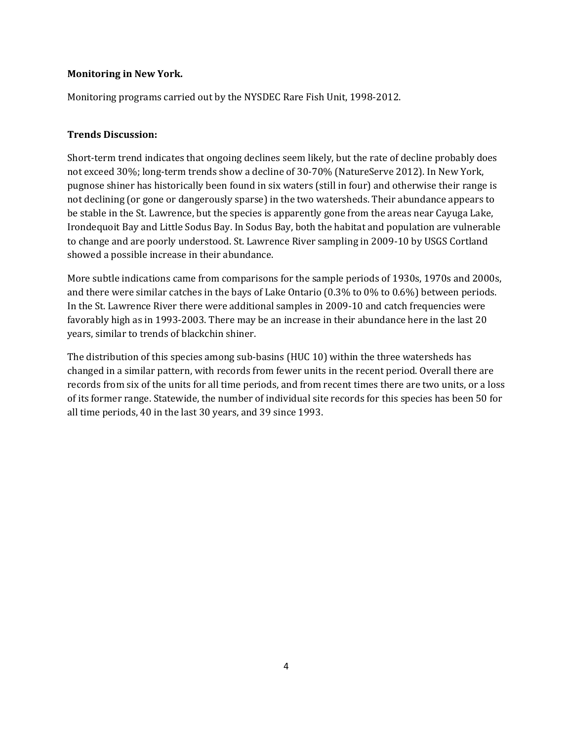**Monitoring in New York.**

Monitoring programs carried out by the NYSDEC Rare Fish Unit, 1998-2012.

**Trends Discussion:**

Short-term trend indicates that ongoing declines seem likely, but the rate of decline probably does not exceed 30%; long-term trends show a decline of 30-70% (NatureServe 2012). In New York, pugnose shiner has historically been found in six waters (still in four) and otherwise their range is not declining (or gone or dangerously sparse) in the two watersheds. Their abundance appears to be stable in the St. Lawrence, but the species is apparently gone from the areas near Cayuga Lake, Irondequoit Bay and Little Sodus Bay. In Sodus Bay, both the habitat and population are vulnerable to change and are poorly understood. St. Lawrence River sampling in 2009-10 by USGS Cortland showed a possible increase in their abundance.

More subtle indications came from comparisons for the sample periods of 1930s, 1970s and 2000s, and there were similar catches in the bays of Lake Ontario (0.3% to 0% to 0.6%) between periods. In the St. Lawrence River there were additional samples in 2009-10 and catch frequencies were favorably high as in 1993-2003. There may be an increase in their abundance here in the last 20 years, similar to trends of blackchin shiner.

The distribution of this species among sub-basins (HUC 10) within the three watersheds has changed in a similar pattern, with records from fewer units in the recent period. Overall there are records from six of the units for all time periods, and from recent times there are two units, or a loss of its former range. Statewide, the number of individual site records for this species has been 50 for all time periods, 40 in the last 30 years, and 39 since 1993.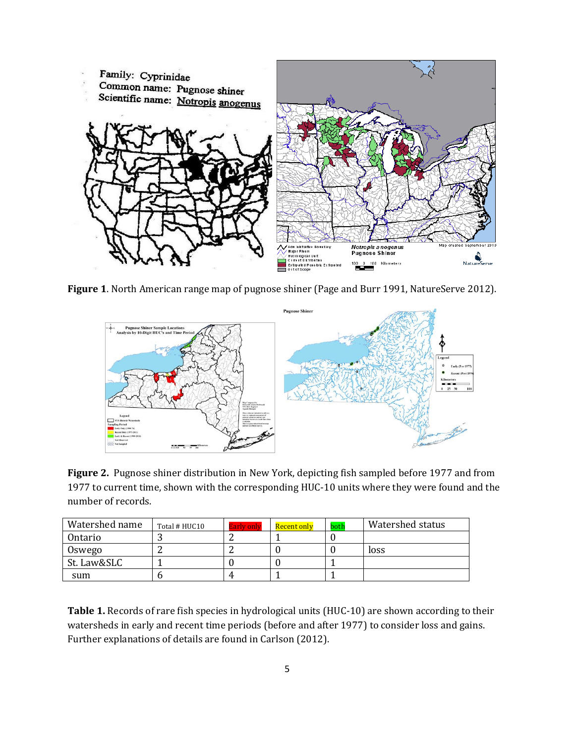**Figure 1**. North American range map of pugnose shiner (Page and Burr 1991, NatureServe 2012).

**Figure 2.** Pugnose shiner distribution in New York, depicting fish sampled before 1977 and from 1977 to current time, shown with the corresponding HUC-10 units where they were found and the number of records.

| Watershed name | Total # HUC10 | Early only | Recent only | both | Watershed status |
|---|---|---|---|---|---|
| Ontario | 3 | 2 | 1 | 0 | |
| Oswego | 2 | 2 | 0 | 0 | loss |
| St. Law&SLC | 1 | 0 | 0 | 1 | |
| sum | 6 | 4 | 1 | 1 | |

**Table 1.** Records of rare fish species in hydrological units (HUC-10) are shown according to their watersheds in early and recent time periods (before and after 1977) to consider loss and gains. Further explanations of details are found in Carlson (2012).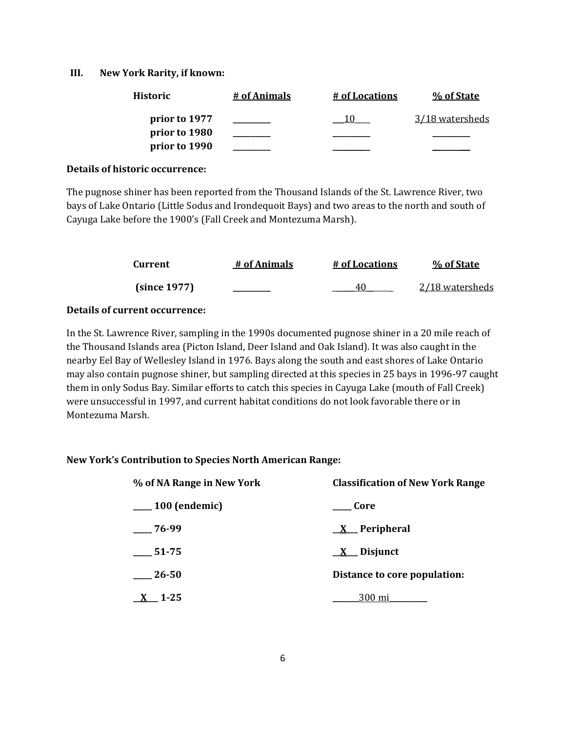### III. New York Rarity, if known:

| Historic | # of Animals | # of Locations | % of State |
|---|---|---|---|
| prior to 1977 | _________ | 10 | 3/18 watersheds |
| prior to 1980 | _________ | _________ | _________ |
| prior to 1990 | _________ | _________ | _________ |

**Details of historic occurrence:**

The pugnose shiner has been reported from the Thousand Islands of the St. Lawrence River, two bays of Lake Ontario (Little Sodus and Irondequoit Bays) and two areas to the north and south of Cayuga Lake before the 1900's (Fall Creek and Montezuma Marsh).

| Current | # of Animals | # of Locations | % of State |
|---|---|---|---|
| (since 1977) | _________ | 40 | 2/18 watersheds |

**Details of current occurrence:**

In the St. Lawrence River, sampling in the 1990s documented pugnose shiner in a 20 mile reach of the Thousand Islands area (Picton Island, Deer Island and Oak Island). It was also caught in the nearby Eel Bay of Wellesley Island in 1976. Bays along the south and east shores of Lake Ontario may also contain pugnose shiner, but sampling directed at this species in 25 bays in 1996-97 caught them in only Sodus Bay. Similar efforts to catch this species in Cayuga Lake (mouth of Fall Creek) were unsuccessful in 1997, and current habitat conditions do not look favorable there or in Montezuma Marsh.

**New York's Contribution to Species North American Range:**

| % of NA Range in New York | Classification of New York Range |
|---|---|
| ____ 100 (endemic) | ____ Core |
| ____ 76-99 | X Peripheral |
| ____ 51-75 | X Disjunct |
| ____ 26-50 | **Distance to core population:** |
| X 1-25 | 300 mi |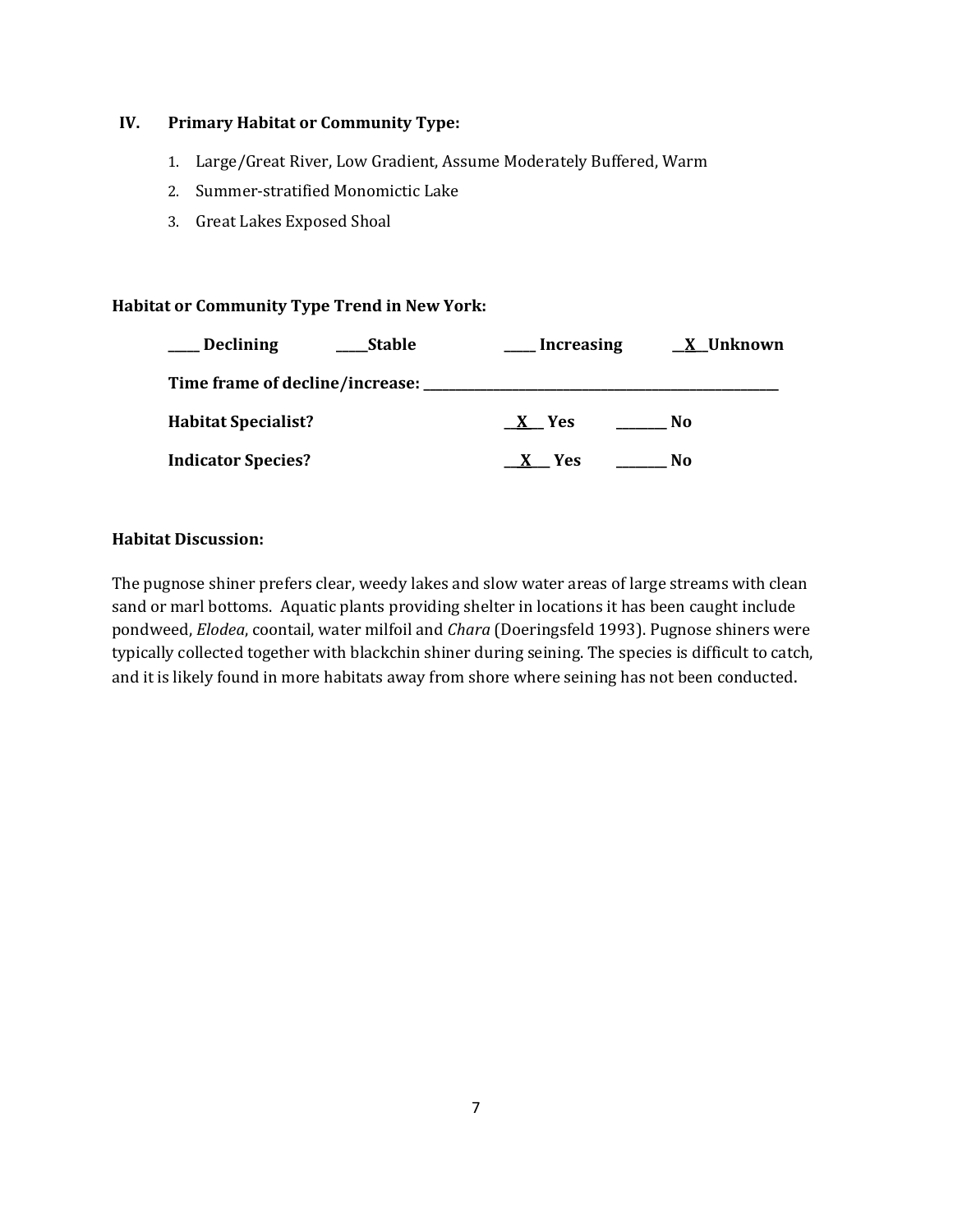## IV. Primary Habitat or Community Type:

1. Large/Great River, Low Gradient, Assume Moderately Buffered, Warm
2. Summer-stratified Monomictic Lake
3. Great Lakes Exposed Shoal

**Habitat or Community Type Trend in New York:**

**____ Declining** **____Stable** **____ Increasing** **__X__Unknown**

**Time frame of decline/increase: ______________________________**

**Habitat Specialist?** **__X__ Yes** **_______ No**

**Indicator Species?** **__X__ Yes** **_______ No**

**Habitat Discussion:**

The pugnose shiner prefers clear, weedy lakes and slow water areas of large streams with clean sand or marl bottoms. Aquatic plants providing shelter in locations it has been caught include pondweed, *Elodea*, coontail, water milfoil and *Chara* (Doeringsfeld 1993). Pugnose shiners were typically collected together with blackchin shiner during seining. The species is difficult to catch, and it is likely found in more habitats away from shore where seining has not been conducted.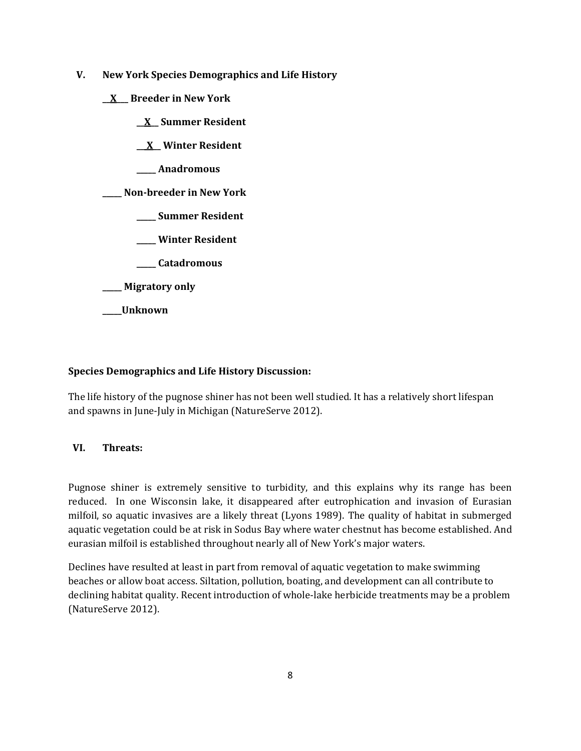## V. New York Species Demographics and Life History

__X__ **Breeder in New York**

- __X__ **Summer Resident**
- __X__ **Winter Resident**
- _____ **Anadromous**

_____ **Non-breeder in New York**

- _____ **Summer Resident**
- _____ **Winter Resident**
- _____ **Catadromous**

_____ **Migratory only**

_____ **Unknown**

**Species Demographics and Life History Discussion:**

The life history of the pugnose shiner has not been well studied. It has a relatively short lifespan and spawns in June-July in Michigan (NatureServe 2012).

## VI. Threats:

Pugnose shiner is extremely sensitive to turbidity, and this explains why its range has been reduced. In one Wisconsin lake, it disappeared after eutrophication and invasion of Eurasian milfoil, so aquatic invasives are a likely threat (Lyons 1989). The quality of habitat in submerged aquatic vegetation could be at risk in Sodus Bay where water chestnut has become established. And eurasian milfoil is established throughout nearly all of New York's major waters.

Declines have resulted at least in part from removal of aquatic vegetation to make swimming beaches or allow boat access. Siltation, pollution, boating, and development can all contribute to declining habitat quality. Recent introduction of whole-lake herbicide treatments may be a problem (NatureServe 2012).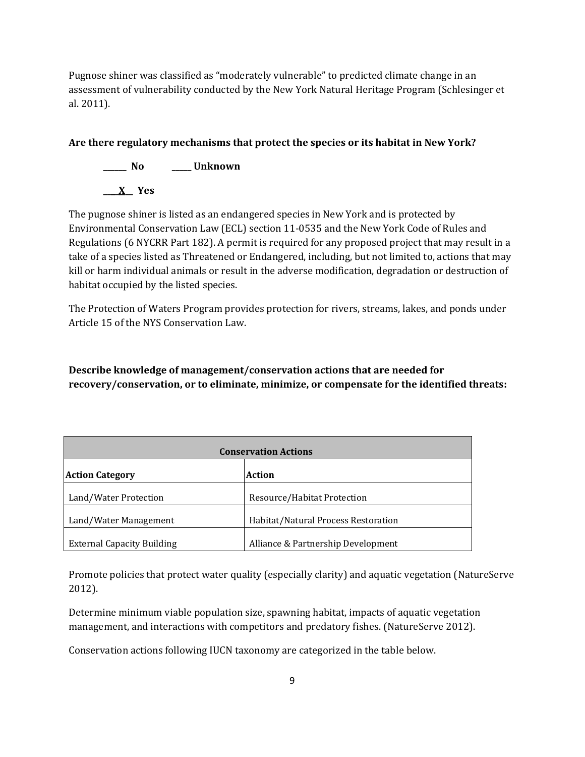Pugnose shiner was classified as "moderately vulnerable" to predicted climate change in an assessment of vulnerability conducted by the New York Natural Heritage Program (Schlesinger et al. 2011).

**Are there regulatory mechanisms that protect the species or its habitat in New York?**

______ **No** _____ **Unknown**

___X__ **Yes**

The pugnose shiner is listed as an endangered species in New York and is protected by Environmental Conservation Law (ECL) section 11-0535 and the New York Code of Rules and Regulations (6 NYCRR Part 182). A permit is required for any proposed project that may result in a take of a species listed as Threatened or Endangered, including, but not limited to, actions that may kill or harm individual animals or result in the adverse modification, degradation or destruction of habitat occupied by the listed species.

The Protection of Waters Program provides protection for rivers, streams, lakes, and ponds under Article 15 of the NYS Conservation Law.

**Describe knowledge of management/conservation actions that are needed for recovery/conservation, or to eliminate, minimize, or compensate for the identified threats:**

| **Conservation Actions** | |
|---|---|
| **Action Category** | **Action** |
| Land/Water Protection | Resource/Habitat Protection |
| Land/Water Management | Habitat/Natural Process Restoration |
| External Capacity Building | Alliance & Partnership Development |

Promote policies that protect water quality (especially clarity) and aquatic vegetation (NatureServe 2012).

Determine minimum viable population size, spawning habitat, impacts of aquatic vegetation management, and interactions with competitors and predatory fishes. (NatureServe 2012).

Conservation actions following IUCN taxonomy are categorized in the table below.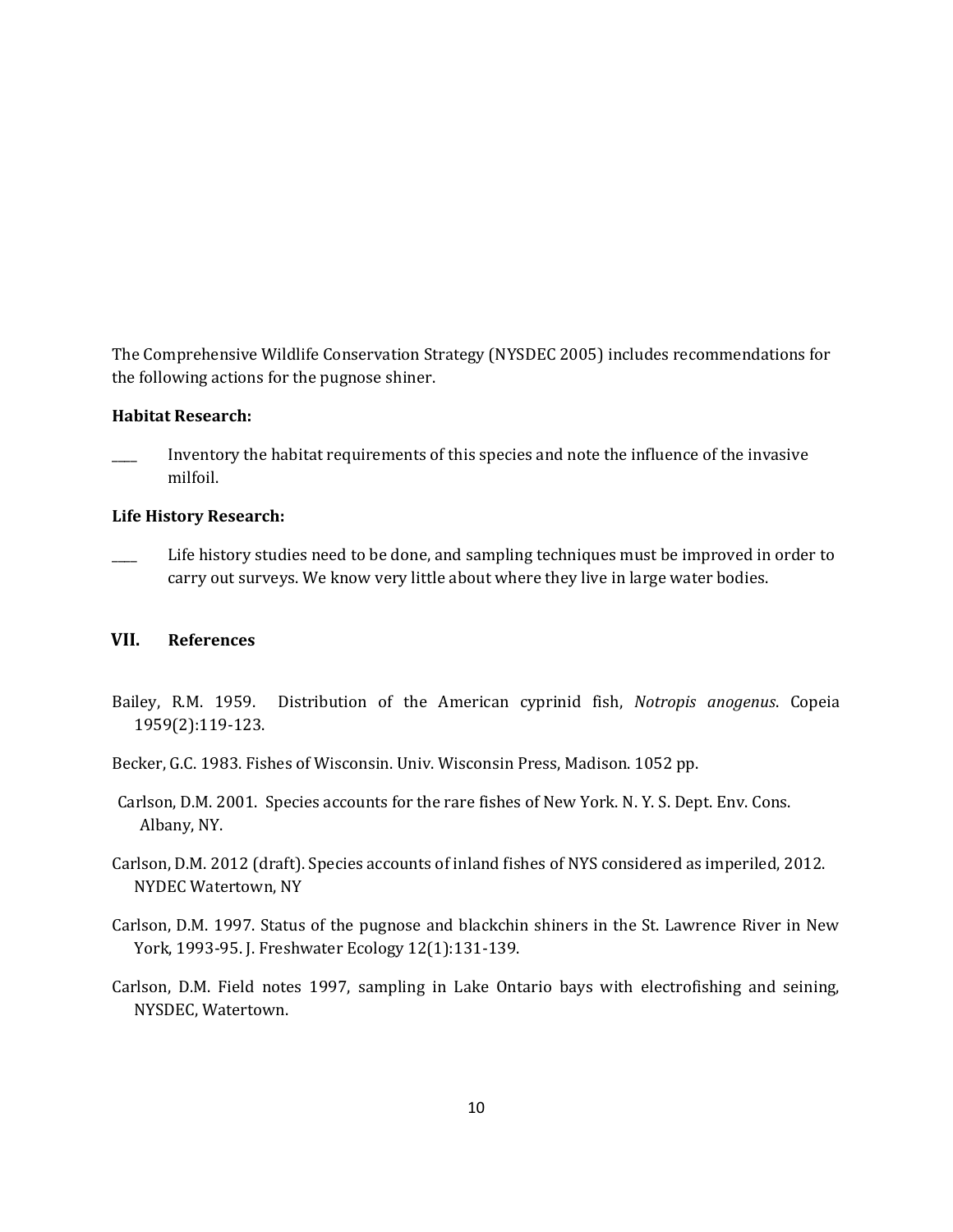The Comprehensive Wildlife Conservation Strategy (NYSDEC 2005) includes recommendations for the following actions for the pugnose shiner.

**Habitat Research:**

____ Inventory the habitat requirements of this species and note the influence of the invasive milfoil.

**Life History Research:**

____ Life history studies need to be done, and sampling techniques must be improved in order to carry out surveys. We know very little about where they live in large water bodies.

## VII. References

Bailey, R.M. 1959. Distribution of the American cyprinid fish, *Notropis anogenus*. Copeia 1959(2):119-123.

Becker, G.C. 1983. Fishes of Wisconsin. Univ. Wisconsin Press, Madison. 1052 pp.

Carlson, D.M. 2001. Species accounts for the rare fishes of New York. N. Y. S. Dept. Env. Cons. Albany, NY.

Carlson, D.M. 2012 (draft). Species accounts of inland fishes of NYS considered as imperiled, 2012. NYDEC Watertown, NY

Carlson, D.M. 1997. Status of the pugnose and blackchin shiners in the St. Lawrence River in New York, 1993-95. J. Freshwater Ecology 12(1):131-139.

Carlson, D.M. Field notes 1997, sampling in Lake Ontario bays with electrofishing and seining, NYSDEC, Watertown.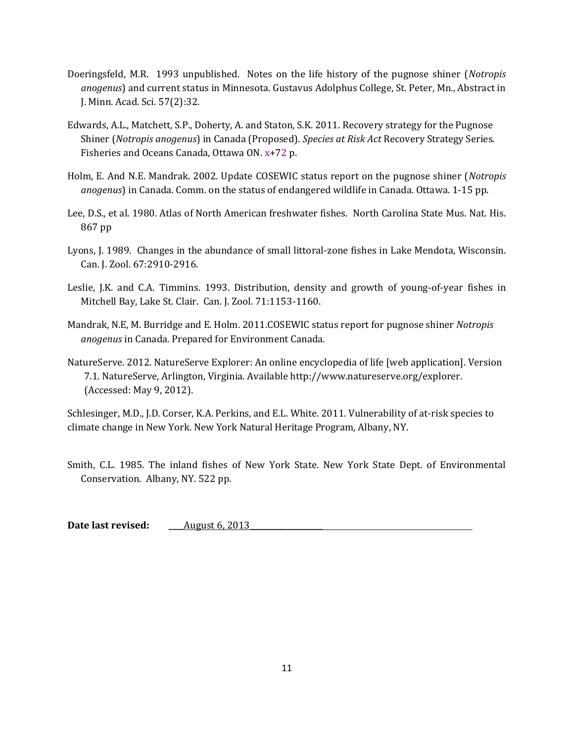Doeringsfeld, M.R. 1993 unpublished. Notes on the life history of the pugnose shiner (*Notropis anogenus*) and current status in Minnesota. Gustavus Adolphus College, St. Peter, Mn., Abstract in J. Minn. Acad. Sci. 57(2):32.

Edwards, A.L., Matchett, S.P., Doherty, A. and Staton, S.K. 2011. Recovery strategy for the Pugnose Shiner (*Notropis anogenus*) in Canada (Proposed). *Species at Risk Act* Recovery Strategy Series. Fisheries and Oceans Canada, Ottawa ON. x+72 p.

Holm, E. And N.E. Mandrak. 2002. Update COSEWIC status report on the pugnose shiner (*Notropis anogenus*) in Canada. Comm. on the status of endangered wildlife in Canada. Ottawa. 1-15 pp.

Lee, D.S., et al. 1980. Atlas of North American freshwater fishes. North Carolina State Mus. Nat. His. 867 pp

Lyons, J. 1989. Changes in the abundance of small littoral-zone fishes in Lake Mendota, Wisconsin. Can. J. Zool. 67:2910-2916.

Leslie, J.K. and C.A. Timmins. 1993. Distribution, density and growth of young-of-year fishes in Mitchell Bay, Lake St. Clair. Can. J. Zool. 71:1153-1160.

Mandrak, N.E, M. Burridge and E. Holm. 2011.COSEWIC status report for pugnose shiner *Notropis anogenus* in Canada. Prepared for Environment Canada.

NatureServe. 2012. NatureServe Explorer: An online encyclopedia of life [web application]. Version 7.1. NatureServe, Arlington, Virginia. Available http://www.natureserve.org/explorer. (Accessed: May 9, 2012).

Schlesinger, M.D., J.D. Corser, K.A. Perkins, and E.L. White. 2011. Vulnerability of at-risk species to climate change in New York. New York Natural Heritage Program, Albany, NY.

Smith, C.L. 1985. The inland fishes of New York State. New York State Dept. of Environmental Conservation. Albany, NY. 522 pp.

**Date last revised:** August 6, 2013